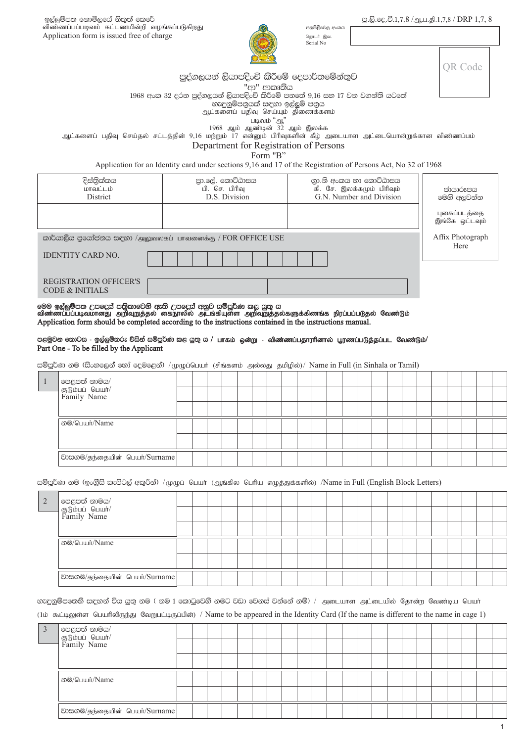ඉල්ලුම්පත නොමිලයේ නිකුත් කෙරේ
விண்ணப்பப்படிவம் கட்டணமின்றி வழங்கப்படுகிறது
Application form is issued free of charge

පු.ලි.දෙ.වි.1,7,8 /ஆ.ப.தி.1,7,8 / DRP 1,7, 8

අනුපිළිවෙල අංකය
தொடர் இல.
Serial No

QR Code

# පුද්ගලයන් ලියාපදිංචි කිරීමේ දෙපාර්තමේන්තුව

"ආ" ආකෘතිය

1968 අංක 32 දරන පුද්ගලයන් ලියාපදිංචි කිරීමේ පනතේ 9,16 සහ 17 වන වගන්ති යටතේ හැඳුනුම්පතක් සඳහා ඉල්ලුම් පත්‍රය

ஆட்களைப் பதிவு செய்யும் திணைக்களம்

படிவம் "ஆ"

1968 ஆம் ஆண்டின் 32 ஆம் இலக்க ஆட்களைப் பதிவு செய்தல் சட்டத்தின் 9,16 மற்றும் 17 என்னும் பிரிவுகளின் கீழ் அடையாள அட்டையொன்றுக்கான விண்ணப்பம்

# Department for Registration of Persons

Form "B"

Application for an Identity card under sections 9,16 and 17 of the Registration of Persons Act, No 32 of 1968

| දිස්ත්‍රික්කය / மாவட்டம் / District | ප්‍රා.ලේ. කොට්ඨාසය / பி. செ. பிரிவு / D.S. Division | ග්‍රා.නි අංකය හා කොට්ඨාසය / கி. சே. இலக்கமும் பிரிவும் / G.N. Number and Division |
|---|---|---|
| | | |

ඡායාරූපය මෙහි අලවන්න
புகைப்படத்தை இங்கே ஒட்டவும்
Affix Photograph Here

කාර්යාලීය ප්‍රයෝජනය සඳහා /அலுவலகப் பாவனைக்கு / FOR OFFICE USE

| IDENTITY CARD NO. | | | | | | | | | | | | |
|---|---|---|---|---|---|---|---|---|---|---|---|---|
| REGISTRATION OFFICER'S CODE & INITIALS | | | | | | | | | | | | |

**මෙම ඉල්ලුම්පත උපදෙස් පත්‍රිකාවෙහි ඇති උපදෙස් අනුව සම්පූර්ණ කළ යුතු ය**
**விண்ணப்பப்படிவமானது அறிவுறுத்தல் கைநூலில் அடங்கியுள்ள அறிவுறுத்தல்களுக்கிணங்க நிரப்பப்படுதல் வேண்டும்**
**Application form should be completed according to the instructions contained in the instructions manual.**

**පළමුවන කොටස - ඉල්ලුම්කරු විසින් සම්පූර්ණ කළ යුතු ය / பாகம் ஒன்று - விண்ணப்பதாரரினால் பூரணப்படுத்தப்பட வேண்டும்/**
**Part One - To be filled by the Applicant**

සම්පූර්ණ නම (සිංහලෙන් හෝ දෙමළෙන්) /முழுப்பெயர் (சிங்களம் அல்லது தமிழில்)/ Name in Full (in Sinhala or Tamil)

| 1 | |
|---|---|
| පෙළපත් නාමය/ குடும்பப் பெயர்/ Family Name | |
| නම/பெயர்/Name | |
| වාසගම/தந்தையின் பெயர்/Surname | |

සම්පූර්ණ නම (ඉංග්‍රීසි කැපිටල් අකුරින්) /முழுப் பெயர் (ஆங்கில பெரிய எழுத்துக்களில்) /Name in Full (English Block Letters)

| 2 | |
|---|---|
| පෙළපත් නාමය/ குடும்பப் பெயர்/ Family Name | |
| නම/பெயர்/Name | |
| වාසගම/தந்தையின் பெயர்/Surname | |

හැඳුනුම්පතෙහි සඳහන් විය යුතු නම ( නම 1 කොටුවෙහි නමට වඩා වෙනස් වන්නේ නම්) / அடையாள அட்டையில் தோன்ற வேண்டிய பெயர் (1ம் கூட்டிலுள்ள பெயரிலிருந்து வேறுபட்டிருப்பின்) / Name to be appeared in the Identity Card (If the name is different to the name in cage 1)

| 3 | |
|---|---|
| පෙළපත් නාමය/ குடும்பப் பெயர்/ Family Name | |
| නම/பெயர்/Name | |
| වාසගම/தந்தையின் பெயர்/Surname | |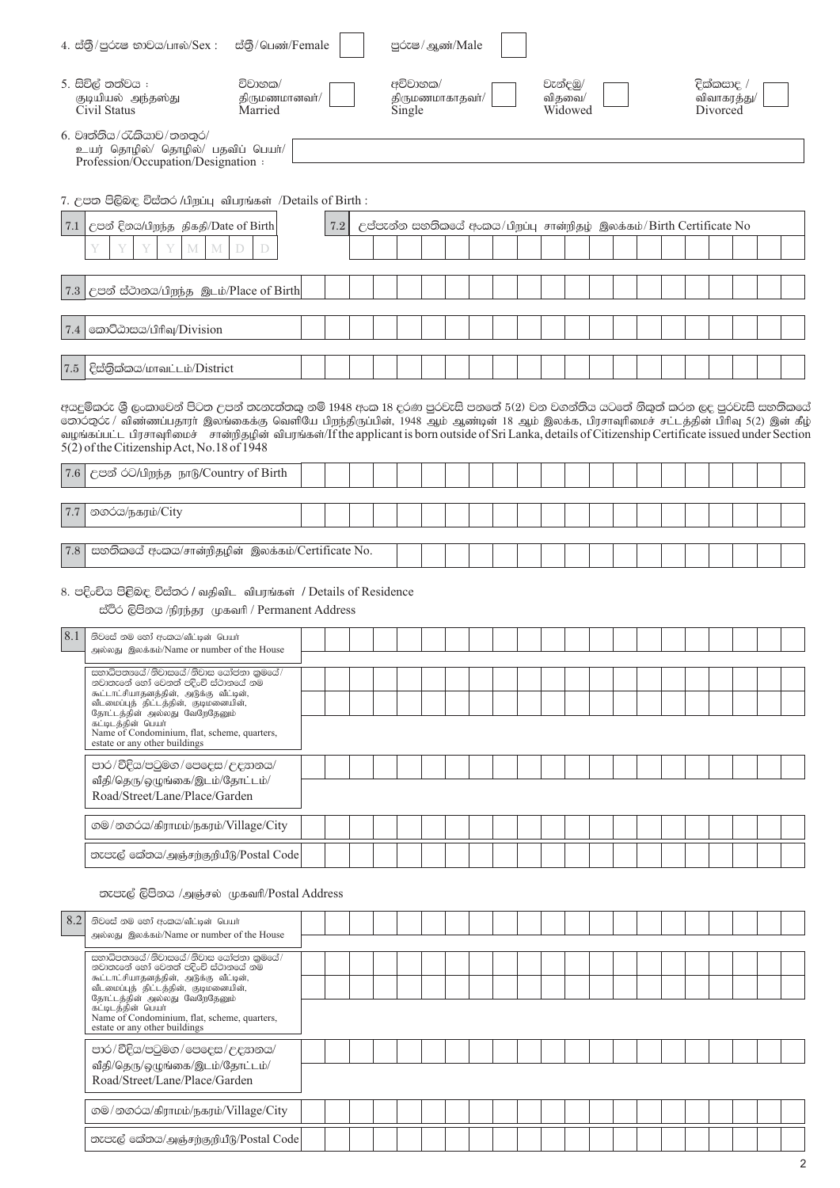4. ස්ත්‍රී/පුරුෂ භාවය/பால்/Sex : ස්ත්‍රී/பெண்/Female ☐ පුරුෂ/ஆண்/Male ☐

5. සිවිල් තත්වය : குடியியல் அந்தஸ்து Civil Status

| විවාහක/திருமணமானவர்/Married | ☐ | අවිවාහක/திருமணமாகாதவர்/Single | ☐ | වැන්දඹු/விதவை/Widowed | ☐ | දික්කසාද/விவாகரத்து/Divorced | ☐ |
|---|---|---|---|---|---|---|---|

6. වෘත්තිය/රැකියාව/තනතුර/ உயர் தொழில்/ தொழில்/ பதவிப் பெயர்/ Profession/Occupation/Designation : ______

7. උපත පිළිබඳ විස්තර /பிறப்பு விபரங்கள் /Details of Birth :

| 7.1 | උපන් දිනය/பிறந்த திகதி/Date of Birth | Y Y Y Y M M D D |
|---|---|---|
| 7.2 | උප්පැන්න සහතිකයේ අංකය/பிறப்பு சான்றிதழ் இலக்கம்/Birth Certificate No | |
| 7.3 | උපන් ස්ථානය/பிறந்த இடம்/Place of Birth | |
| 7.4 | කොට්ඨාසය/பிரிவு/Division | |
| 7.5 | දිස්ත්‍රික්කය/மாவட்டம்/District | |

අයදුම්කරු ශ්‍රී ලංකාවෙන් පිටත උපත් තැනැත්තකු නම් 1948 අංක 18 දරණ පුරවැසි පනතේ 5(2) වන වගන්තිය යටතේ නිකුත් කරන ලද පුරවැසි සහතිකයේ තොරතුරු / விண்ணப்பதாரர் இலங்கைக்கு வெளியே பிறந்திருப்பின், 1948 ஆம் ஆண்டின் 18 ஆம் இலக்க, பிரசாவுரிமைச் சட்டத்தின் பிரிவு 5(2) இன் கீழ் வழங்கப்பட்ட பிரசாவுரிமைச் சான்றிதழின் விபரங்கள்/If the applicant is born outside of Sri Lanka, details of Citizenship Certificate issued under Section 5(2) of the Citizenship Act, No.18 of 1948

| 7.6 | උපන් රට/பிறந்த நாடு/Country of Birth | |
|---|---|---|
| 7.7 | නගරය/நகரம்/City | |
| 7.8 | සහතිකයේ අංකය/சான்றிதழின் இலக்கம்/Certificate No. | |

8. පදිංචිය පිළිබඳ විස්තර / வதிவிட விபரங்கள் / Details of Residence

ස්ථිර ලිපිනය /நிரந்தர முகவரி / Permanent Address

| 8.1 | නිවසේ නම හෝ අංකය/வீட்டின் பெயர் அல்லது இலக்கம்/Name or number of the House | |
|---|---|---|
| | සහාධිපතයේ/නිවාසයේ/නිවාස යෝජනා ක්‍රමයේ/නවාතැනේ හෝ වෙනත් පදිංචි ස්ථානයේ නම கூட்டாட்சியாதனத்தின், அடுக்கு வீட்டின், வீடமைப்புத் திட்டத்தின், குடிமனையின், தோட்டத்தின் அல்லது வேறேதேனும் கட்டிடத்தின் பெயர் Name of Condominium, flat, scheme, quarters, estate or any other buildings | |
| | පාර/වීදිය/පටුමග/පෙදෙස/උද්‍යානය/ வீதி/தெரு/ஒழுங்கை/இடம்/தோட்டம்/ Road/Street/Lane/Place/Garden | |
| | ගම/නගරය/கிராமம்/நகரம்/Village/City | |
| | තැපැල් කේතය/அஞ்சற்குறியீடு/Postal Code | |

තැපැල් ලිපිනය /அஞ்சல் முகவரி/Postal Address

| 8.2 | නිවසේ නම හෝ අංකය/வீட்டின் பெயர் அல்லது இலக்கம்/Name or number of the House | |
|---|---|---|
| | සහාධිපතයේ/නිවාසයේ/නිවාස යෝජනා ක්‍රමයේ/නවාතැනේ හෝ වෙනත් පදිංචි ස්ථානයේ නම கூட்டாட்சியாதனத்தின், அடுக்கு வீட்டின், வீடமைப்புத் திட்டத்தின், குடிமனையின், தோட்டத்தின் அல்லது வேறேதேனும் கட்டிடத்தின் பெயர் Name of Condominium, flat, scheme, quarters, estate or any other buildings | |
| | පාර/වීදිය/පටුමග/පෙදෙස/උද්‍යානය/ வீதி/தெரு/ஒழுங்கை/இடம்/தோட்டம்/ Road/Street/Lane/Place/Garden | |
| | ගම/නගරය/கிராமம்/நகரம்/Village/City | |
| | තැපැල් කේතය/அஞ்சற்குறியீடு/Postal Code | |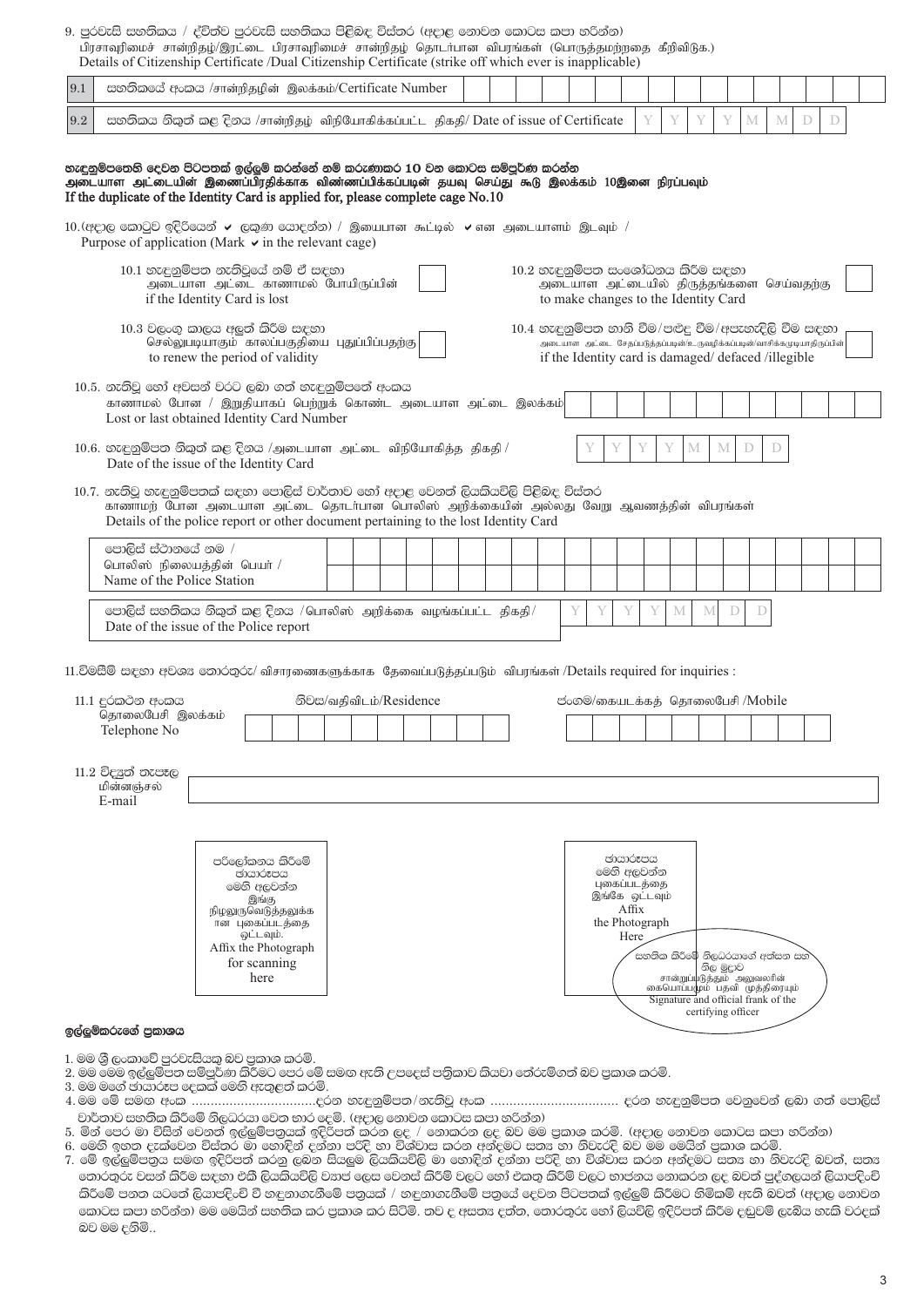9. පුරවැසි සහතිකය / ද්විත්ව පුරවැසි සහතිකය පිළිබඳ විස්තර (අදාළ නොවන කොටස කපා හරින්න)
பிரசாவுரிமைச் சான்றிதழ்/இரட்டை பிரசாவுரிமைச் சான்றிதழ் தொடர்பான விபரங்கள் (பொருத்தமற்றதை கீறிவிடுக.)
Details of Citizenship Certificate /Dual Citizenship Certificate (strike off which ever is inapplicable)

| | | |
|---|---|---|
| 9.1 | සහතිකයේ අංකය /சான்றிதழின் இலக்கம்/Certificate Number | |
| 9.2 | සහතිකය නිකුත් කළ දිනය /சான்றிதழ் விநியோகிக்கப்பட்ட திகதி/ Date of issue of Certificate | Y Y Y Y M M D D |

**හැඳුනුම්පතෙහි දෙවන පිටපතක් ඉල්ලුම් කරන්නේ නම් කරුණාකර 10 වන කොටස සම්පූර්ණ කරන්න**
**அடையாள அட்டையின் இணைப்பிரதிக்காக விண்ணப்பிக்கப்படின் தயவு செய்து கூடு இலக்கம் 10இனை நிரப்பவும்**
**If the duplicate of the Identity Card is applied for, please complete cage No.10**

10. (අදාළ කොටුව ඉදිරියෙන් ✔ ලකුණ යොදන්න) / இயைபான கூட்டில் ✔ என அடையாளம் இடவும் /
Purpose of application (Mark ✔ in the relevant cage)

10.1 හැඳුනුම්පත නැතිවූයේ නම් ඒ සඳහා
அடையாள அட்டை காணாமல் போயிருப்பின்
if the Identity Card is lost ☐

10.2 හැඳුනුම්පත සංශෝධනය කිරීම සඳහා
அடையாள அட்டையில் திருத்தங்களை செய்வதற்கு
to make changes to the Identity Card ☐

10.3 වලංගු කාලය අලුත් කිරීම සඳහා
செல்லுபடியாகும் காலப்பகுதியை புதுப்பிப்பதற்கு
to renew the period of validity ☐

10.4 හැඳුනුම්පත හානි වීම/පළුදු වීම/අපැහැදිලි වීම සඳහා
அடையாள அட்டை சேதப்படுத்தப்படின்/உருவழிக்கப்படின்/வாசிக்கமுடியாதிருப்பின்
if the Identity card is damaged/ defaced /illegible ☐

10.5. නැතිවූ හෝ අවසන් වරට ලබා ගත් හැඳුනුම්පතේ අංකය
காணாமல் போன / இறுதியாகப் பெற்றுக் கொண்ட அடையாள அட்டை இலக்கம்
Lost or last obtained Identity Card Number

10.6. හැඳුනුම්පත නිකුත් කළ දිනය /அடையாள அட்டை விநியோகித்த திகதி /
Date of the issue of the Identity Card — Y Y Y Y M M D D

10.7. නැතිවූ හැඳුනුම්පතක් සඳහා පොලිස් වාර්තාව හෝ අදාළ වෙනත් ලියකියවිලි පිළිබඳ විස්තර
காணாமற் போன அடையாள அட்டை தொடர்பான பொலிஸ் அறிக்கையின் அல்லது வேறு ஆவணத்தின் விபரங்கள்
Details of the police report or other document pertaining to the lost Identity Card

පොලිස් ස්ථානයේ නම /
பொலிஸ் நிலையத்தின் பெயர் /
Name of the Police Station

පොලිස් සහතිකය නිකුත් කළ දිනය /பொலிஸ் அறிக்கை வழங்கப்பட்ட திகதி/
Date of the issue of the Police report — Y Y Y Y M M D D

11. විමසීම් සඳහා අවශ්‍ය තොරතුරු/ விசாரணைகளுக்காக தேவைப்படுத்தப்படும் விபரங்கள் /Details required for inquiries :

11.1 දුරකථන අංකය
தொலைபேசி இலக்கம்
Telephone No

නිවස/வதிவிடம்/Residence

ජංගම/கையடக்கத் தொலைபேசி /Mobile

11.2 විද්‍යුත් තැපෑල
மின்னஞ்சல்
E-mail

පරිලෝකනය කිරීමේ ඡායාරූපය මෙහි අලවන්න
இங்கு நிழலுருவெடுத்தலுக்கான புகைப்படத்தை ஒட்டவும்.
Affix the Photograph for scanning here

ඡායාරූපය මෙහි අලවන්න
புகைப்படத்தை இங்கே ஒட்டவும்
Affix the Photograph Here

සහතික කිරීමේ නිලධරයාගේ අත්සන සහ නිල මුද්‍රාව
சான்றுப்படுத்தும் அலுவலரின் கையொப்பமும் பதவி முத்திரையும்
Signature and official frank of the certifying officer

**ඉල්ලුම්කරුගේ ප්‍රකාශය**

1. මම ශ්‍රී ලංකාවේ පුරවැසියකු බව ප්‍රකාශ කරමි.
2. මම මෙම ඉල්ලුම්පත සම්පූර්ණ කිරීමට පෙර මේ සමග ඇති උපදෙස් පත්‍රිකාව කියවා තේරුම්ගත් බව ප්‍රකාශ කරමි.
3. මම මගේ ඡායාරූප දෙකක් මෙහි ඇතුළත් කරමි.
4. මම මේ සමග අංක ................................දරන හැඳුනුම්පත/නැතිවූ අංක ................................. දරන හැඳුනුම්පත වෙනුවෙන් ලබා ගත් පොලිස් වාර්තාව සහතික කිරීමේ නිලධරයා වෙත භාර දෙමි. (අදාළ නොවන කොටස කපා හරින්න)
5. මින් පෙර මා විසින් වෙනත් ඉල්ලුම්පත්‍රයක් ඉදිරිපත් කරන ලද / නොකරන ලද බව මම ප්‍රකාශ කරමි. (අදාළ නොවන කොටස කපා හරින්න)
6. මෙහි ඉහත දැක්වෙන විස්තර මා හොඳින් දන්නා පරිදි හා විශ්වාස කරන අන්දමට සත්‍ය හා නිවැරදි බව මම මෙයින් ප්‍රකාශ කරමි.
7. මේ ඉල්ලුම්පත්‍රය සමග ඉදිරිපත් කරනු ලබන සියලුම ලියකියවිලි මා හොඳින් දන්නා පරිදි හා විශ්වාස කරන අන්දමට සත්‍ය හා නිවැරදි බවත්, සත්‍ය තොරතුරු වසන් කිරීම සඳහා එකී ලියකියවිලි ව්‍යාජ ලෙස වෙනස් කිරීම් වලට හෝ එකතු කිරීම් වලට භාජනය නොකරන ලද බවත් පුද්ගලයන් ලියාපදිංචි කිරීමේ පනත යටතේ ලියාපදිංචි වී හඳුනාගැනීමේ පත්‍රයක් / හඳුනාගැනීමේ පත්‍රයේ දෙවන පිටපතක් ඉල්ලුම් කිරීමට හිමිකම් ඇති බවත් (අදාළ නොවන කොටස කපා හරින්න) මම මෙයින් සහතික කර ප්‍රකාශ කර සිටිමි. තව ද අසත්‍ය දත්ත, තොරතුරු හෝ ලියවිලි ඉදිරිපත් කිරීම දඬුවම් ලැබිය හැකි වරදක් බව මම දනිමි..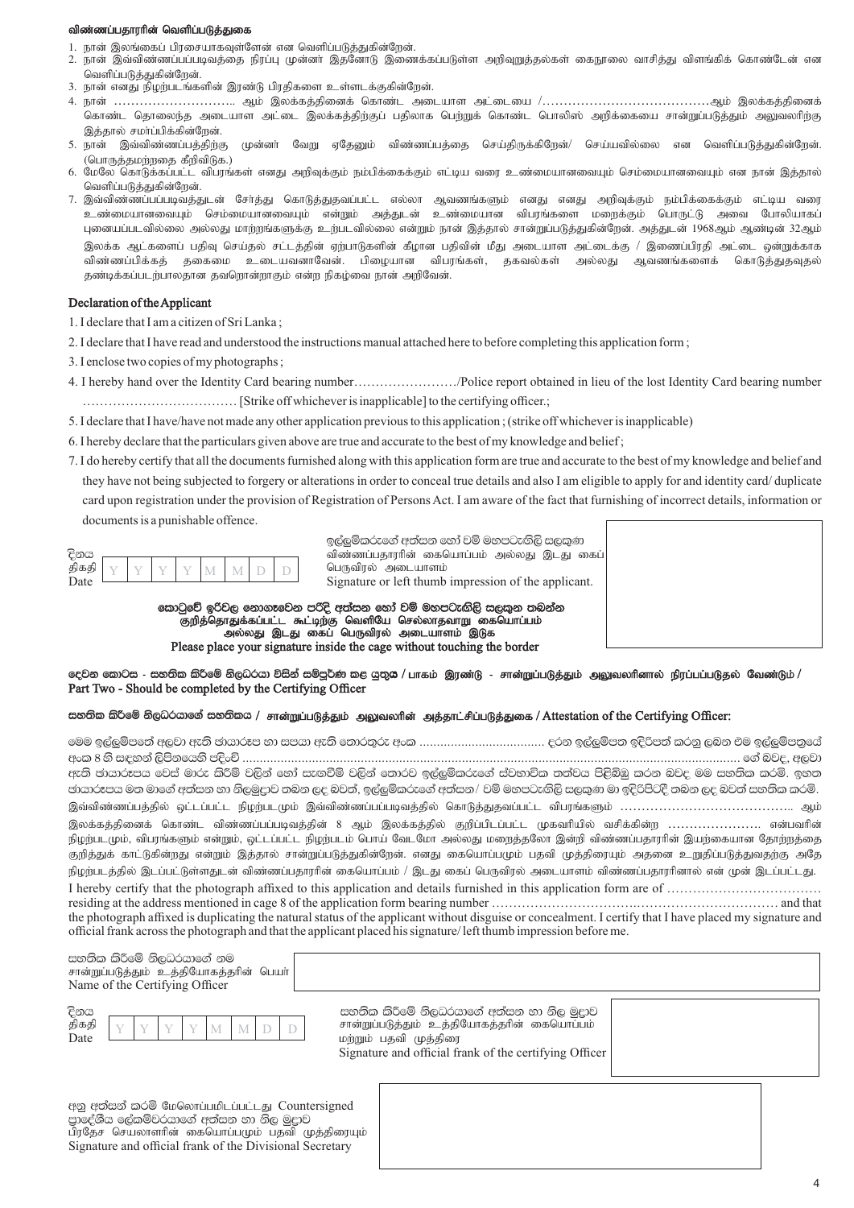### விண்ணப்பதாரரின் வெளிப்படுத்துகை

1. நான் இலங்கைப் பிரசையாகவுள்ளேன் என வெளிப்படுத்துகின்றேன்.
2. நான் இவ்விண்ணப்பப்படிவத்தை நிரப்பு முன்னர் இதனோடு இணைக்கப்படுள்ள அறிவுறுத்தல்கள் கைநூலை வாசித்து விளங்கிக் கொண்டேன் என வெளிப்படுத்துகின்றேன்.
3. நான் எனது நிழற்படங்களின் இரண்டு பிரதிகளை உள்ளடக்குகின்றேன்.
4. நான் ……………………….. ஆம் இலக்கத்தினைக் கொண்ட அடையாள அட்டையை /…………………………………ஆம் இலக்கத்தினைக் கொண்ட தொலைந்த அடையாள அட்டை இலக்கத்திற்குப் பதிலாக பெற்றுக் கொண்ட பொலிஸ் அறிக்கையை சான்றுப்படுத்தும் அலுவலரிற்கு இத்தால் சமா்ப்பிக்கின்றேன்.
5. நான் இவ்விண்ணப்பத்திற்கு முன்னர் வேறு ஏதேனும் விண்ணப்பத்தை செய்திருக்கிறேன்/ செய்யவில்லை என வெளிப்படுத்துகின்றேன். (பொருத்தமற்றதை கீறிவிடுக.)
6. மேலே கொடுக்கப்பட்ட விபரங்கள் எனது அறிவுக்கும் நம்பிக்கைக்கும் எட்டிய வரை உண்மையானவையும் செம்மையானவையும் என நான் இத்தால் வெளிப்படுத்துகின்றேன்.
7. இவ்விண்ணப்பப்படிவத்துடன் சேர்த்து கொடுத்துதவப்பட்ட எல்லா ஆவணங்களும் எனது எனது அறிவுக்கும் நம்பிக்கைக்கும் எட்டிய வரை உண்மையானவையும் செம்மையானவையும் என்றும் அத்துடன் உண்மையான விபரங்களை மறைக்கும் பொருட்டு அவை போலியாகப் புனையப்படவில்லை அல்லது மாற்றங்களுக்கு உற்படவில்லை என்றும் நான் இத்தால் சான்றுப்படுத்துகின்றேன். அத்துடன் 1968ஆம் ஆண்டின் 32ஆம் இலக்க ஆட்களைப் பதிவு செய்தல் சட்டத்தின் ஏற்பாடுகளின் கீழான பதிவின் மீது அடையாள அட்டைக்கு / இணைப்பிரதி அட்டை ஒன்றுக்காக விண்ணப்பிக்கத் தகைமை உடையவனாவேன். பிழையான விபரங்கள், தகவல்கள் அல்லது ஆவணங்களைக் கொடுத்துதவுதல் தண்டிக்கப்படற்பாலதான தவறொன்றாகும் என்ற நிகழ்வை நான் அறிவேன்.

### Declaration of the Applicant

1. I declare that I am a citizen of Sri Lanka ;
2. I declare that I have read and understood the instructions manual attached here to before completing this application form ;
3. I enclose two copies of my photographs ;
4. I hereby hand over the Identity Card bearing number……………………/Police report obtained in lieu of the lost Identity Card bearing number ……………………………… [Strike off whichever is inapplicable] to the certifying officer.;
5. I declare that I have/have not made any other application previous to this application ; (strike off whichever is inapplicable)
6. I hereby declare that the particulars given above are true and accurate to the best of my knowledge and belief ;
7. I do hereby certify that all the documents furnished along with this application form are true and accurate to the best of my knowledge and belief and they have not being subjected to forgery or alterations in order to conceal true details and also I am eligible to apply for and identity card/ duplicate card upon registration under the provision of Registration of Persons Act. I am aware of the fact that furnishing of incorrect details, information or documents is a punishable offence.

දිනය / திகதி / Date | Y | Y | Y | Y | M | M | D | D |

ඉල්ලුම්කරුගේ අත්සන හෝ වම් මහපටැඟිලි සලකුණ
விண்ணப்பதாரரின் கையொப்பம் அல்லது இடது கைப் பெருவிரல் அடையாளம்
Signature or left thumb impression of the applicant.

කොටුවේ ඉරිවල නොගෑවෙන පරිදි අත්සන හෝ වම් මහපටැඟිලි සලකුණ තබන්න
குறித்தொதுக்கப்பட்ட கூட்டிற்கு வெளியே செல்லாதவாறு கையொப்பம் அல்லது இடது கைப் பெருவிரல் அடையாளம் இடுக
Please place your signature inside the cage without touching the border

## දෙවන කොටස - සහතික කිරීමේ නිලධරයා විසින් සම්පූර්ණ කළ යුතුය / பாகம் இரண்டு - சான்றுப்படுத்தும் அலுவலரினால் நிரப்பப்படுதல் வேண்டும் / Part Two - Should be completed by the Certifying Officer

### සහතික කිරීමේ නිලධරයාගේ සහතිකය / சான்றுப்படுத்தும் அலுவலரின் அத்தாட்சிப்படுத்துகை / Attestation of the Certifying Officer:

මෙම ඉල්ලුම්පතේ අලවා ඇති ඡායාරූප හා සපයා ඇති තොරතුරු අංක ……………………………… දරන ඉල්ලුම්පත ඉදිරිපත් කරනු ලබන එම ඉල්ලුම්පත්‍රයේ අංක 8 හි සඳහන් ලිපිනයෙහි පදිංචි ……………………………………………………………………………………………………………… ගේ බවද, අලවා ඇති ඡායාරූපය වෙස් මාරු කිරීම් වලින් හෝ සැඟවීම් වලින් තොරව ඉල්ලුම්කරුගේ ස්වභාවික තත්වය පිළිබිඹු කරන බවද මම සහතික කරමි. ඉහත ඡායාරූපය මත මාගේ අත්සන හා නිලමුද්‍රාව තබන ලද බවත්, ඉල්ලුම්කරුගේ අත්සන/ වම් මහපටැඟිලි සලකුණ මා ඉදිරිපිටදී තබන ලද බවත් සහතික කරමි.

இவ்விண்ணப்பத்தில் ஒட்டப்பட்ட நிழற்படமும் இவ்விண்ணப்பப்படிவத்தில் கொடுத்துதவப்பட்ட விபரங்களும் ………………………………….. ஆம் இலக்கத்தினைக் கொண்ட விண்ணப்பப்படிவத்தின் 8 ஆம் இலக்கத்தில் குறிப்பிடப்பட்ட முகவரியில் வசிக்கின்ற …………………. என்பவரின் நிழற்படமும், விபரங்களும் என்றும், ஒட்டப்பட்ட நிழற்படம் பொய் வேடமோ அல்லது மறைத்தலோ இன்றி விண்ணப்பதாரரின் இயற்கையான தோற்றத்தை குறித்துக் காட்டுகின்றது என்றும் இத்தால் சான்றுப்படுத்துகின்றேன். எனது கையொப்பமும் பதவி முத்திரையும் அதனை உறுதிப்படுத்துவதற்கு அதே நிழற்படத்தில் இடப்பட்டுள்ளதுடன் விண்ணப்பதாரரின் கையொப்பம் / இடது கைப் பெருவிரல் அடையாளம் விண்ணப்பதாரரினால் என் முன் இடப்பட்டது.

I hereby certify that the photograph affixed to this application and details furnished in this application form are of ……………………………… residing at the address mentioned in cage 8 of the application form bearing number ……………………………………………………… and that the photograph affixed is duplicating the natural status of the applicant without disguise or concealment. I certify that I have placed my signature and official frank across the photograph and that the applicant placed his signature/ left thumb impression before me.

සහතික කිරීමේ නිලධරයාගේ නම / சான்றுப்படுத்தும் உத்தியோகத்தரின் பெயர் / Name of the Certifying Officer

දිනය / திகதி / Date | Y | Y | Y | Y | M | M | D | D |

සහතික කිරීමේ නිලධරයාගේ අත්සන හා නිල මුද්‍රාව
சான்றுப்படுத்தும் உத்தியோகத்தரின் கையொப்பம் மற்றும் பதவி முத்திரை
Signature and official frank of the certifying Officer

අනු අත්සන් කරමි මේලොප்பமிடப்பட்டது Countersigned
ප්‍රාදේශීය ලේකම්වරයාගේ අත්සන හා නිල මුද්‍රාව
பிரதேச செயலாளரின் கையொப்பமும் பதவி முத்திரையும்
Signature and official frank of the Divisional Secretary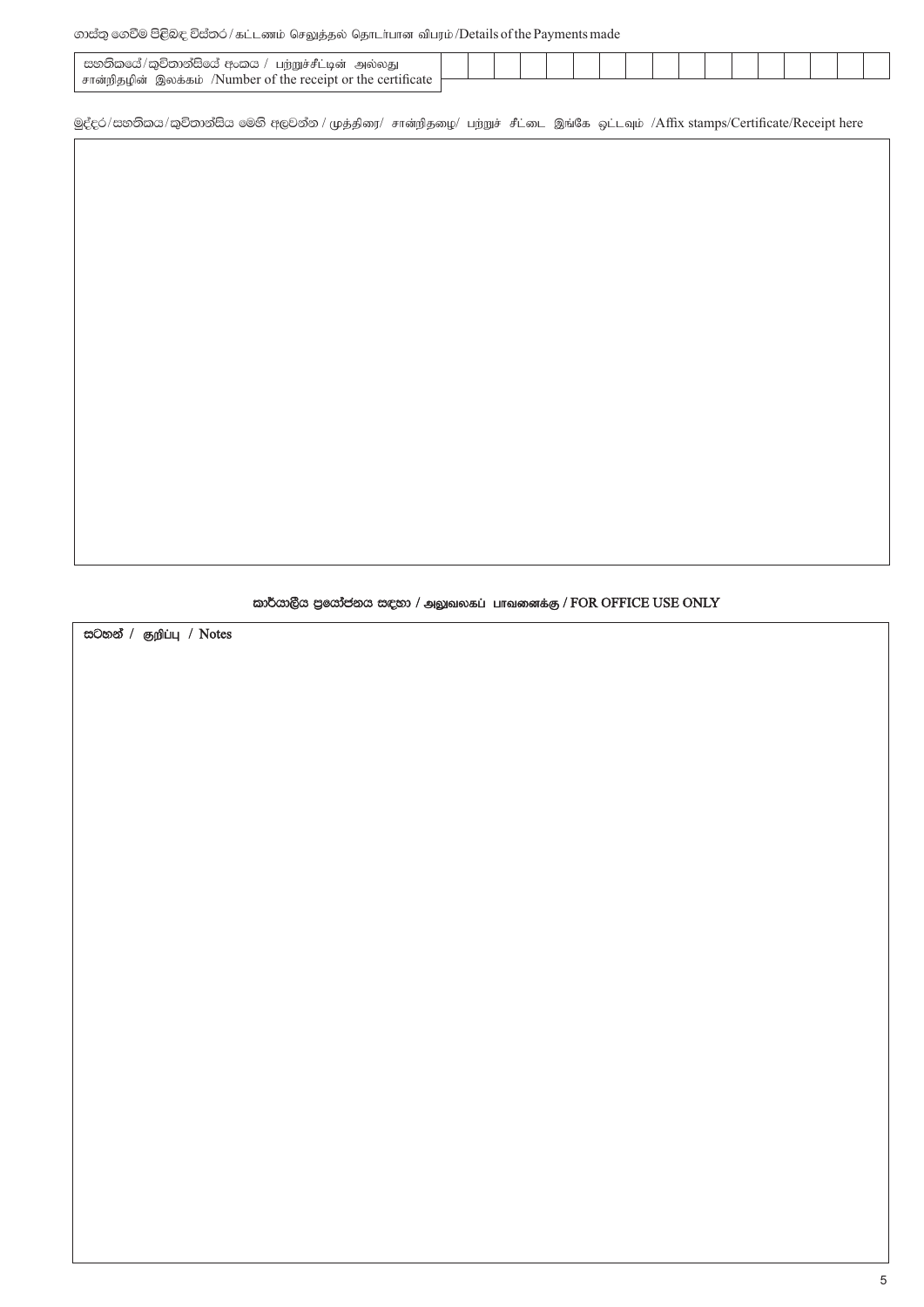ගාස්තු ගෙවීම පිළිබඳ විස්තර / கட்டணம் செலுத்தல் தொடர்பான விபரம் / Details of the Payments made

| සහතිකයේ / කුවිතාන්සියේ අංකය / பற்றுச்சீட்டின் அல்லது சான்றிதழின் இலக்கம் /Number of the receipt or the certificate | | | | | | | | | | | | | | | | | |
|---|---|---|---|---|---|---|---|---|---|---|---|---|---|---|---|---|---|

මුද්දර / සහතිකය / කුවිතාන්සිය මෙහි අලවන්න / முத்திரை/ சான்றிதழை/ பற்றுச் சீட்டை இங்கே ஒட்டவும் /Affix stamps/Certificate/Receipt here

කාර්යාලීය ප්‍රයෝජනය සඳහා / அலுவலகப் பாவனைக்கு / FOR OFFICE USE ONLY

සටහන් / குறிப்பு / Notes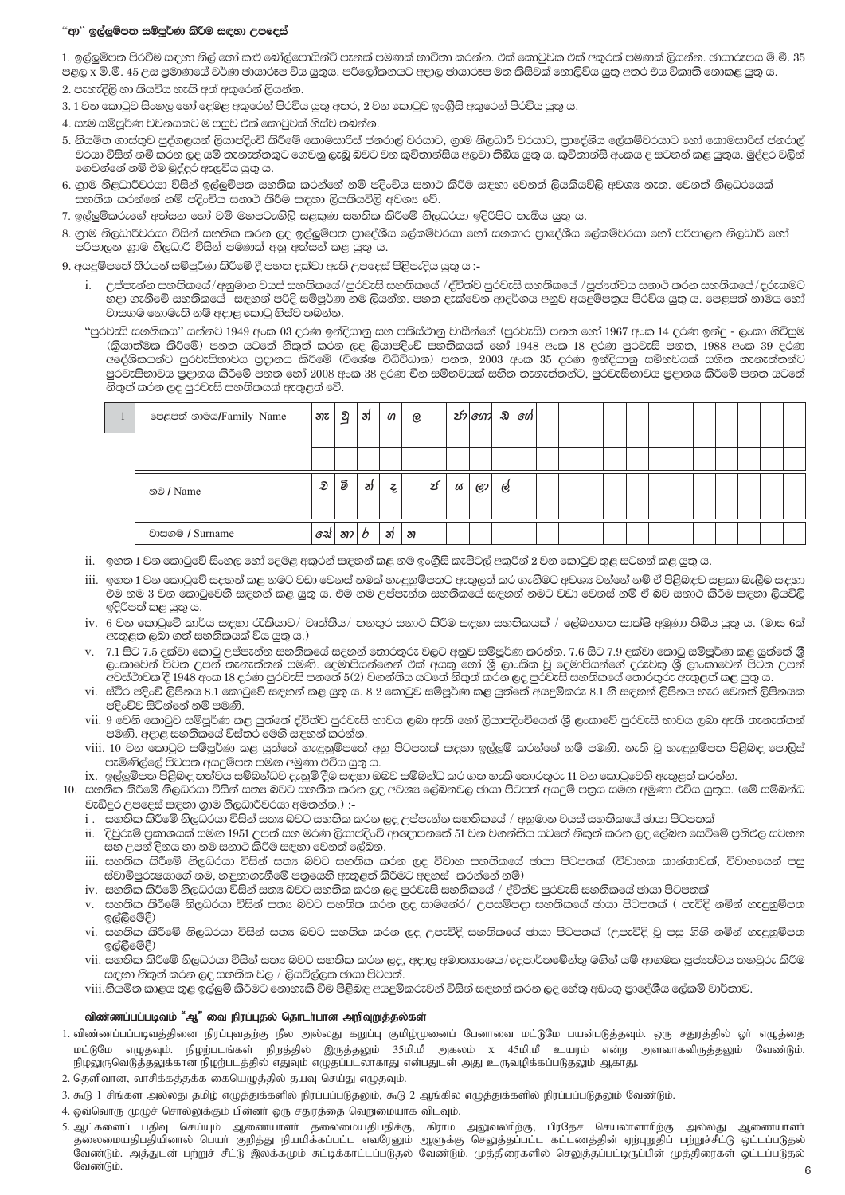## "ආ" ඉල්ලුම්පත සම්පූර්ණ කිරීම සඳහා උපදෙස්

1. ඉල්ලුම්පත පිරවීම සඳහා නිල් හෝ කළු බෝල්පොයින්ට් පෑනක් පමණක් භාවිතා කරන්න. එක් කොටුවක එක් අකුරක් පමණක් ලියන්න. ඡායාරූපය මි.මී. 35 පළල x මි.මී. 45 උස ප්‍රමාණයේ වර්ණ ඡායාරූප විය යුතුය. පරිලෝකනයට අදාළ ඡායාරූප මත කිසිවක් නොලිවිය යුතු අතර එය විකෘති නොකළ යුතු ය.
2. පැහැදිලි හා කියවිය හැකි අත් අකුරෙන් ලියන්න.
3. 1 වන කොටුව සිංහල හෝ දෙමළ අකුරෙන් පිරවිය යුතු අතර, 2 වන කොටුව ඉංග්‍රීසි අකුරෙන් පිරවිය යුතු ය.
4. සෑම සම්පූර්ණ වචනයකට ම පසුව එක් කොටුවක් හිස්ව තබන්න.
5. නියමිත ගාස්තුව පුද්ගලයන් ලියාපදිංචි කිරීමේ කොමසාරිස් ජනරාල් වරයාට, ග්‍රාම නිලධාරි වරයාට, ප්‍රාදේශීය ලේකම්වරයාට හෝ කොමසාරිස් ජනරාල් වරයා විසින් නම් කරන ලද යම් තැනැත්තකුට ගෙවනු ලැබූ බවට වන කුවිතාන්සිය අලවා තිබිය යුතු ය. කුවිතාන්සි අංකය ද සටහන් කළ යුතුය. මුද්දර වලින් ගෙවන්නේ නම් එම මුද්දර ඇලවිය යුතු ය.
6. ග්‍රාම නිලධාරිවරයා විසින් ඉල්ලුම්පත සහතික කරන්නේ නම් පදිංචිය සනාථ කිරීම සඳහා වෙනත් ලියකියවිලි අවශ්‍ය නැත. වෙනත් නිලධරයෙක් සහතික කරන්නේ නම් පදිංචිය සනාථ කිරීම සඳහා ලියකියවිලි අවශ්‍ය වේ.
7. ඉල්ලුම්කරුගේ අත්සන හෝ වම් මහපටැඟිලි සළකුණ සහතික කිරීමේ නිලධරයා ඉදිරිපිට තැබිය යුතු ය.
8. ග්‍රාම නිලධාරිවරයා විසින් සහතික කරන ලද ඉල්ලුම්පත ප්‍රාදේශීය ලේකම්වරයා හෝ සහකාර ප්‍රාදේශීය ලේකම්වරයා හෝ පරිපාලන නිලධාරි හෝ පරිපාලන ග්‍රාම නිලධාරි විසින් පමණක් අනු අත්සන් කළ යුතු ය.
9. අයදුම්පතේ තීරයන් සම්පූර්ණ කිරීමේ දී පහත දක්වා ඇති උපදෙස් පිළිපැදිය යුතු ය :-
   i. උප්පැන්න සහතිකයේ/අනුමාන වයස් සහතිකයේ/පුරවැසි සහතිකයේ /ද්විත්ව පුරවැසි සහතිකයේ /ප්‍රජාත්වය සනාථ කරන සහතිකයේ/දරුකමට හදා ගැනීමේ සහතිකයේ සඳහන් පරිදි සම්පූර්ණ නම ලියන්න. පහත දැක්වෙන ආදර්ශය අනුව අයදුම්පත්‍රය පිරවිය යුතු ය. පෙළපත් නාමය හෝ වාසගම නොමැති නම් අදාළ කොටු හිස්ව තබන්න.

   "පුරවැසි සහතිකය" යන්නට 1949 අංක 03 දරණ ඉන්දියානු සහ පකිස්ථානු වාසීන්ගේ (පුරවැසි) පනත හෝ 1967 අංක 14 දරණ ඉන්දු - ලංකා ගිවිසුම (ක්‍රියාත්මක කිරීමේ) පනත යටතේ නිකුත් කරන ලද ලියාපදිංචි සහතිකයක් හෝ 1948 අංක 18 දරණ පුරවැසි පනත, 1988 අංක 39 දරණ අස්වදේශිකයන්ට පුරවැසිභාවය ප්‍රදානය කිරීමේ (විශේෂ විධිවිධාන) පනත, 2003 අංක 35 දරණ ඉන්දියානු සම්භවයක් සහිත තැනැත්තන්ට පුරවැසිභාවය ප්‍රදානය කිරීමේ පනත හෝ 2008 අංක 38 දරණ චීන සම්භවයක් සහිත තැනැත්තන්ට, පුරවැසිභාවය ප්‍රදානය කිරීමේ පනත යටතේ නිකුත් කරන ලද පුරවැසි සහතිකයක් ඇතුළත් වේ.

| 1 | පෙළපත් නාමය/Family Name | නැ | වු | න් | ග | ල | | ජා | ගො | ඩ | ගේ |
|---|---|---|---|---|---|---|---|---|---|---|---|
| | නම / Name | චා | මි | න් | ද | | ජ | ය | ලා | ල් | |
| | වාසගම / Surname | පෙ | නා | ර | න් | ත | | | | | |

   ii. ඉහත 1 වන කොටුවේ සිංහල හෝ දෙමළ අකුරෙන් සඳහන් කළ නම ඉංග්‍රීසි කැපිටල් අකුරින් 2 වන කොටුව තුළ සටහන් කළ යුතු ය.
   iii. ඉහත 1 වන කොටුවේ සඳහන් කළ නමට වඩා වෙනස් නමක් හැඳුනුම්පතට ඇතුළත් කර ගැනීමට අවශ්‍ය වන්නේ නම් ඒ පිළිබඳව සලකා බැලීම සඳහා එම නම 3 වන කොටුවෙහි සඳහන් කළ යුතු ය. එම නම උප්පැන්න සහතිකයේ සඳහන් නමට වඩා වෙනස් නම් ඒ බව සනාථ කිරීම සඳහා ලියවිලි ඉදිරිපත් කළ යුතු ය.
   iv. 6 වන කොටුවේ කාර්ය සඳහා රැකියාව/ වෘත්තීය/ තනතුර සනාථ කිරීම සඳහා සහතිකයක් / ලේඛනගත සාක්ෂි අමුණා තිබිය යුතු ය. (මාස 6ක් ඇතුළත ලබා ගත් සහතිකයක් විය යුතු ය.)
   v. 7.1 සිට 7.5 දක්වා කොටු උප්පැන්න සහතිකයේ සඳහන් තොරතුරු වලට අනුව සම්පූර්ණ කරන්න. 7.6 සිට 7.9 දක්වා කොටු සම්පූර්ණ කළ යුත්තේ ශ්‍රී ලංකාවෙන් පිටත උපන් තැනැත්තන් පමණි. දෙමාපියන්ගෙන් එක් අයකු හෝ ශ්‍රී ලාංකික වූ දෙමාපියන්ගේ දරුවකු ශ්‍රී ලාංකාවෙන් පිටත උපන් අවස්ථාවක දී 1948 අංක 18 දරණ පුරවැසි පනතේ 5(2) වගන්තිය යටතේ නිකුත් කරන ලද පුරවැසි සහතිකයේ තොරතුරු ඇතුළත් කළ යුතු ය.
   vi. ස්ථිර පදිංචි ලිපිනය 8.1 කොටුවේ සඳහන් කළ යුතු ය. 8.2 කොටුව සම්පූර්ණ කළ යුත්තේ අයදුම්කරු 8.1 හි සඳහන් ලිපිනය හැර වෙනත් ලිපිනයක පදිංචිව සිටින්නේ නම් පමණි.
   vii. 9 වෙනි කොටුව සම්පූර්ණ කළ යුත්තේ ද්විත්ව පුරවැසි භාවය ලබා ඇති හෝ ලියාපදිංචියෙන් ශ්‍රී ලංකාවේ පුරවැසි භාවය ලබා ඇති තැනැත්තන් පමණි. අදාළ සහතිකයේ විස්තර මෙහි සඳහන් කරන්න.
   viii. 10 වන කොටුව සම්පූර්ණ කළ යුත්තේ හැඳුනුම්පතේ අනු පිටපතක් සඳහා ඉල්ලුම් කරන්නේ නම් පමණි. නැති වූ හැඳුනුම්පත පිළිබඳ පොලිස් පැමිණිල්ලේ පිටපත අයදුම්පත සමග අමුණා එවිය යුතු ය.
   ix. ඉල්ලුම්පත පිළිබඳ තත්වය සම්බන්ධව දැනුම් දීම සඳහා ඔබව සම්බන්ධ කර ගත හැකි තොරතුරු 11 වන කොටුවෙහි ඇතුළත් කරන්න.
10. සහතික කිරීමේ නිලධරයා විසින් සත්‍ය බවට සහතික කරන ලද අවශ්‍ය ලේඛනවල ඡායා පිටපත් අයදුම් පත්‍රය සමග අමුණා එවිය යුතුය. (මේ සම්බන්ධ වැඩිදුර උපදෙස් සඳහා ග්‍රාම නිලධාරිවරයා අමතන්න.) :-
    i. සහතික කිරීමේ නිලධරයා විසින් සත්‍ය බවට සහතික කරන ලද උප්පැන්න සහතිකයේ / අනුමාන වයස් සහතිකයේ ඡායා පිටපතක්
    ii. දිවුරුම් ප්‍රකාශයක් සමග 1951 උපත් සහ මරණ ලියාපදිංචි ආඥාපනතේ 51 වන වගන්තිය යටතේ නිකුත් කරන ලද ලේඛන සෙවීමේ ප්‍රතිඵල සටහන සහ උපන් දිනය හා නම සනාථ කිරීම සඳහා වෙනත් ලේඛන.
    iii. සහතික කිරීමේ නිලධරයා විසින් සත්‍ය බවට සහතික කරන ලද විවාහ සහතිකයේ ඡායා පිටපතක් (විවාහක කාන්තාවක්, විවාහයෙන් පසු ස්වාමිපුරුෂයාගේ නම, හඳුනාගැනීමේ පත්‍රයෙහි ඇතුළත් කිරීමට අදහස් කරන්නේ නම්)
    iv. සහතික කිරීමේ නිලධරයා විසින් සත්‍ය බවට සහතික කරන ලද පුරවැසි සහතිකයේ / ද්විත්ව පුරවැසි සහතිකයේ ඡායා පිටපතක්
    v. සහතික කිරීමේ නිලධරයා විසින් සත්‍ය බවට සහතික කරන ලද සාමණේර/ උපසම්පදා සහතිකයේ ඡායා පිටපතක් ( පැවිදි නමින් හැඳුනුම්පත ඉල්ලීමේදී)
    vi. සහතික කිරීමේ නිලධරයා විසින් සත්‍ය බවට සහතික කරන ලද උපැවිදි සහතිකයේ ඡායා පිටපතක් (උපැවිදි වූ පසු ගිහි නමින් හැඳුනුම්පත ඉල්ලීමේදී)
    vii. සහතික කිරීමේ නිලධරයා විසින් සත්‍ය බවට සහතික කරන ලද, අදාළ අමාත්‍යාංශය/දෙපාර්තමේන්තු මගින් යම් ආගමක පූජ්‍යත්වය තහවුරු කිරීම සඳහා නිකුත් කරන ලද සහතික වල / ලියවිල්ලක ඡායා පිටපත්.
    viii. නියමිත කාලය තුළ ඉල්ලුම් කිරීමට නොහැකි වීම පිළිබඳ අයදුම්කරුවන් විසින් සඳහන් කරන ලද හේතු අඩංගු ප්‍රාදේශීය ලේකම් වාර්තාව.

### விண்ணப்பப்படிவம் "ஆ" வை நிரப்புதல் தொடர்பான அறிவுறுத்தல்கள்

1. விண்ணப்பப்படிவத்தினை நிரப்புவதற்கு நீல அல்லது கறுப்பு குமிழ்முனைப் பேனாவை மட்டுமே பயன்படுத்தவும். ஒரு சதுரத்தில் ஓர் எழுத்தை மட்டுமே எழுதவும். நிழற்படங்கள் நிறத்தில் இருத்தலும் 35மி.மீ அகலம் x 45மி.மீ உயரம் என்ற அளவாகவிருத்தலும் வேண்டும். நிழலுருவெடுத்தலுக்கான நிழற்படத்தில் எதுவும் எழுதப்படலாகாது என்பதுடன் அது உருவழிக்கப்படுதலும் ஆகாது.
2. தெளிவான, வாசிக்கத்தக்க கையெழுத்தில் தயவு செய்து எழுதவும்.
3. கூடு 1 சிங்கள அல்லது தமிழ் எழுத்துக்களில் நிரப்பப்படுதலும், கூடு 2 ஆங்கில எழுத்துக்களில் நிரப்பப்படுதலும் வேண்டும்.
4. ஒவ்வொரு முழுச் சொல்லுக்கும் பின்னர் ஒரு சதுரத்தை வெறுமையாக விடவும்.
5. ஆட்களைப் பதிவு செய்யும் ஆணையாளர் தலைமையதிபதிக்கு, கிராம அலுவலரிற்கு, பிரதேச செயலாளரிற்கு அல்லது ஆணையாளர் தலைமையதிபதியினால் பெயர் குறித்து நியமிக்கப்பட்ட எவரேனும் ஆளுக்கு செலுத்தப்பட்ட கட்டணத்தின் ஏற்புறுதிப் பற்றுச்சீட்டு ஒட்டப்படுதல் வேண்டும். அத்துடன் பற்றுச் சீட்டு இலக்கமும் சுட்டிக்காட்டப்படுதல் வேண்டும். முத்திரைகளில் செலுத்தப்பட்டிருப்பின் முத்திரைகள் ஒட்டப்படுதல் வேண்டும்.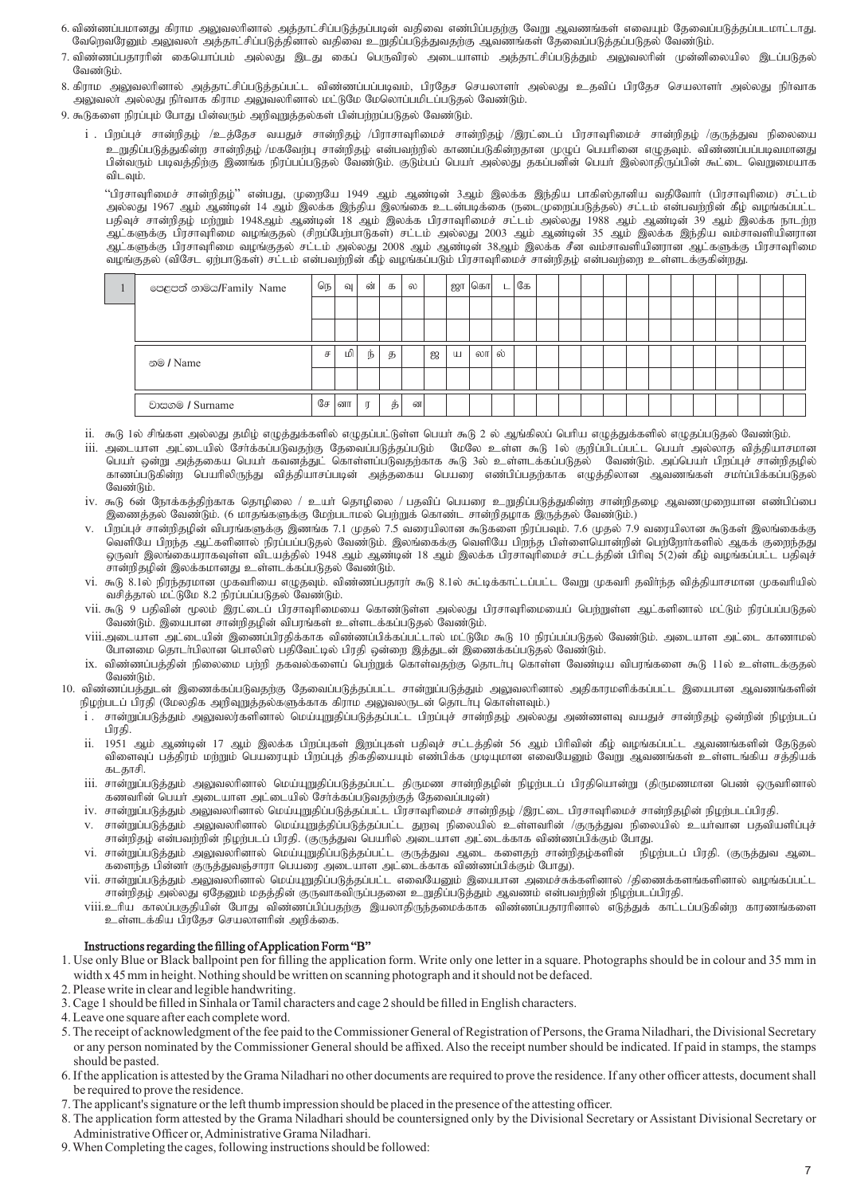6. விண்ணப்பமானது கிராம அலுவலரினால் அத்தாட்சிப்படுத்தப்படின் வதிவை எண்பிப்பதற்கு வேறு ஆவணங்கள் எவையும் தேவைப்படுத்தப்படமாட்டாது. வேறெவரேனும் அலுவலர் அத்தாட்சிப்படுத்தினால் வதிவை உறுதிப்படுத்துவதற்கு ஆவணங்கள் தேவைப்படுத்தப்படுதல் வேண்டும்.

7. விண்ணப்பதாரரின் கையொப்பம் அல்லது இடது கைப் பெருவிரல் அடையாளம் அத்தாட்சிப்படுத்தும் அலுவலரின் முன்னிலையில இடப்படுதல் வேண்டும்.

8. கிராம அலுவலரினால் அத்தாட்சிப்படுத்தப்பட்ட விண்ணப்பப்படிவம், பிரதேச செயலாளர் அல்லது உதவிப் பிரதேச செயலாளர் அல்லது நிர்வாக அலுவலர் அல்லது நிர்வாக கிராம அலுவலரினால் மட்டுமே மேலொப்பமிடப்படுதல் வேண்டும்.

9. கூடுகளை நிரப்பும் போது பின்வரும் அறிவுறுத்தல்கள் பின்பற்றப்படுதல் வேண்டும்.

i. பிறப்புச் சான்றிதழ் /உத்தேச வயதுச் சான்றிதழ் /பிரசாவுரிமைச் சான்றிதழ் /இரட்டைப் பிரசாவுரிமைச் சான்றிதழ் /குருத்துவ நிலையை உறுதிப்படுத்துகின்ற சான்றிதழ் /மகவேற்பு சான்றிதழ் என்பவற்றில் காணப்படுகின்றதான முழுப் பெயரினை எழுதவும். விண்ணப்பப்படிவமானது பின்வரும் படிவத்திற்கு இணங்க நிரப்பப்படுதல் வேண்டும். குடும்பப் பெயர் அல்லது தகப்பனின் பெயர் இல்லாதிருப்பின் கூட்டை வெறுமையாக விடவும்.

"பிரசாவுரிமைச் சான்றிதழ்" என்பது, முறையே 1949 ஆம் ஆண்டின் 3ஆம் இலக்க இந்திய பாகிஸ்தானிய வதிவோர் (பிரசாவுரிமை) சட்டம் அல்லது 1967 ஆம் ஆண்டின் 14 ஆம் இலக்க இந்திய இலங்கை உடன்படிக்கை (நடைமுறைப்படுத்தல்) சட்டம் என்பவற்றின் கீழ் வழங்கப்பட்ட பதிவுச் சான்றிதழ் மற்றும் 1948ஆம் ஆண்டின் 18 ஆம் இலக்க பிரசாவுரிமைச் சட்டம் அல்லது 1988 ஆம் ஆண்டின் 39 ஆம் இலக்க நாடற்ற ஆட்களுக்கு பிரசாவுரிமை வழங்குதல் (சிறப்பேற்பாடுகள்) சட்டம் அல்லது 2003 ஆம் ஆண்டின் 35 ஆம் இலக்க இந்திய வம்சாவளியினரான ஆட்களுக்கு பிரசாவுரிமை வழங்குதல் சட்டம் அல்லது 2008 ஆம் ஆண்டின் 38ஆம் இலக்க சீன வம்சாவளியினரான ஆட்களுக்கு பிரசாவுரிமை வழங்குதல் (விசேட ஏற்பாடுகள்) சட்டம் என்பவற்றின் கீழ் வழங்கப்படும் பிரசாவுரிமைச் சான்றிதழ் என்பவற்றை உள்ளடக்குகின்றது.

| 1 | පෙළපත් නාමය/Family Name | நெ | வு | ன் | க | ல |  | ஜா | கொ | ட | கே |
|---|---|---|---|---|---|---|---|---|---|---|---|
|  | නම / Name | ச | மி | ந் | த |  | ஜ | ய | லா | ல் |  |
|  | වාසගම / Surname | சே | னா | ர | த் | ன |  |  |  |  |  |

ii. கூடு 1ல் சிங்கள அல்லது தமிழ் எழுத்துக்களில் எழுதப்பட்டுள்ள பெயர் கூடு 2 ல் ஆங்கிலப் பெரிய எழுத்துக்களில் எழுதப்படுதல் வேண்டும்.

iii. அடையாள அட்டையில் சேர்க்கப்படுவதற்கு தேவைப்படுத்தப்படும் மேலே உள்ள கூடு 1ல் குறிப்பிடப்பட்ட பெயர் அல்லாத வித்தியாசமான பெயர் ஒன்று அத்தகைய பெயர் கவனத்துட் கொள்ளப்படுவதற்காக கூடு 3ல் உள்ளடக்கப்படுதல் வேண்டும். அப்பெயர் பிறப்புச் சான்றிதழில் காணப்படுகின்ற பெயரிலிருந்து வித்தியாசப்படின் அத்தகைய பெயரை எண்பிப்பதற்காக எழுத்திலான ஆவணங்கள் சமர்ப்பிக்கப்படுதல் வேண்டும்.

iv. கூடு 6ன் நோக்கத்திற்காக தொழிலை / உயர் தொழிலை / பதவிப் பெயரை உறுதிப்படுத்துகின்ற சான்றிதழை ஆவணமுறையான எண்பிப்பை இணைத்தல் வேண்டும். (6 மாதங்களுக்கு மேற்படாமல் பெற்றுக் கொண்ட சான்றிதழாக இருத்தல் வேண்டும்.)

v. பிறப்புச் சான்றிதழின் விபரங்களுக்கு இணங்க 7.1 முதல் 7.5 வரையிலான கூடுகளை நிரப்பவும். 7.6 முதல் 7.9 வரையிலான கூடுகள் இலங்கைக்கு வெளியே பிறந்த ஆட்களினால் நிரப்பப்படுதல் வேண்டும். இலங்கைக்கு வெளியே பிறந்த பிள்ளையொன்றின் பெற்றோர்களில் ஆகக் குறைந்தது ஒருவர் இலங்கையராகவுள்ள விடயத்தில் 1948 ஆம் ஆண்டின் 18 ஆம் இலக்க பிரசாவுரிமைச் சட்டத்தின் பிரிவு 5(2)ன் கீழ் வழங்கப்பட்ட பதிவுச் சான்றிதழின் இலக்கமானது உள்ளடக்கப்படுதல் வேண்டும்.

vi. கூடு 8.1ல் நிரந்தரமான முகவரியை எழுதவும். விண்ணப்பதாரர் கூடு 8.1ல் சுட்டிக்காட்டப்பட்ட வேறு முகவரி தவிர்ந்த வித்தியாசமான முகவரியில் வசித்தால் மட்டுமே 8.2 நிரப்பப்படுதல் வேண்டும்.

vii. கூடு 9 பதிவின் மூலம் இரட்டைப் பிரசாவுரிமையை கொண்டுள்ள அல்லது பிரசாவுரிமையைப் பெற்றுள்ள ஆட்களினால் மட்டும் நிரப்பப்படுதல் வேண்டும். இயைபான சான்றிதழின் விபரங்கள் உள்ளடக்கப்படுதல் வேண்டும்.

viii. அடையாள அட்டையின் இணைப்பிரதிக்காக விண்ணப்பிக்கப்பட்டால் மட்டுமே கூடு 10 நிரப்பப்படுதல் வேண்டும். அடையாள அட்டை காணாமல் போனமை தொடர்பிலான பொலிஸ் பதிவேட்டின் பிரதி ஒன்றை இத்துடன் இணைக்கப்படுதல் வேண்டும்.

ix. விண்ணப்பத்தின் நிலைமை பற்றி தகவல்களைப் பெற்றுக் கொள்வதற்கு தொடர்பு கொள்ள வேண்டிய விபரங்களை கூடு 11ல் உள்ளடக்குதல் வேண்டும்.

10. விண்ணப்பத்துடன் இணைக்கப்படுவதற்கு தேவைப்படுத்தப்பட்ட சான்றுப்படுத்தும் அலுவலரினால் அதிகாரமளிக்கப்பட்ட இயைபான ஆவணங்களின் நிழற்படப் பிரதி (மேலதிக அறிவுறுத்தல்களுக்காக கிராம அலுவலருடன் தொடர்பு கொள்ளவும்.)

i. சான்றுப்படுத்தும் அலுவலர்களினால் மெய்ப்பிக்கப்பட்ட பிறப்புச் சான்றிதழ் அல்லது அண்ணளவு வயதுச் சான்றிதழ் ஒன்றின் நிழற்படப் பிரதி.

ii. 1951 ஆம் ஆண்டின் 17 ஆம் இலக்க பிறப்புகள் இறப்புகள் பதிவுச் சட்டத்தின் 56 ஆம் பிரிவின் கீழ் வழங்கப்பட்ட ஆவணங்களின் தேடுதல் விளைவுப் பத்திரம் மற்றும் பெயரையும் பிறப்புத் திகதியையும் எண்பிக்க முடியுமான எவையேனும் வேறு ஆவணங்கள் உள்ளடங்கிய சத்தியக் கடதாசி.

iii. சான்றுப்படுத்தும் அலுவலரினால் மெய்யுறுதிப்படுத்தப்பட்ட திருமண சான்றிதழின் நிழற்படப் பிரதியொன்று (திருமணமான பெண் ஒருவரினால் கணவரின் பெயர் அடையாள அட்டையில் சேர்க்கப்படுவதற்குத் தேவைப்படின்)

iv. சான்றுப்படுத்தும் அலுவலரினால் மெய்யுறுதிப்படுத்தப்பட்ட பிரசாவுரிமைச் சான்றிதழ் /இரட்டை பிரசாவுரிமைச் சான்றிதழின் நிழற்படப்பிரதி.

v. சான்றுப்படுத்தும் அலுவலரினால் மெய்யுறுதிப்படுத்தப்பட்ட துறவு நிலையில் உள்ளவரின் /குருத்துவ நிலையில் உயர்வான பதவியளிப்புச் சான்றிதழ் என்பவற்றின் நிழற்படப் பிரதி. (குருத்துவ பெயரில் அடையாள அட்டைக்காக விண்ணப்பிக்கும் போது.

vi. சான்றுப்படுத்தும் அலுவலரினால் மெய்யுறுதிப்படுத்தப்பட்ட குருத்துவ ஆடை களைதற் சான்றிதழ்களின் நிழற்படப் பிரதி. (குருத்துவ ஆடை களைந்த பின்னர் குருத்துவஞ்சாரா பெயரை அடையாள அட்டைக்காக விண்ணப்பிக்கும் போது).

vii. சான்றுப்படுத்தும் அலுவலரினால் மெய்யுறுதிப்படுத்தப்பட்ட எவையேனும் இயைபான அமைச்சுக்களினால் /திணைக்களங்களினால் வழங்கப்பட்ட சான்றிதழ் அல்லது ஏதேனும் மதத்தின் குருவாகவிருப்பதனை உறுதிப்படுத்தும் ஆவணம் என்பவற்றின் நிழற்படப்பிரதி.

viii. உரிய காலப்பகுதியின் போது விண்ணப்பிப்பதற்கு இயலாதிருந்தமைக்காக விண்ணப்பதாரரினால் எடுத்துக் காட்டப்படுகின்ற காரணங்களை உள்ளடக்கிய பிரதேச செயலாளரின் அறிக்கை.

### Instructions regarding the filling of Application Form "B"

1. Use only Blue or Black ballpoint pen for filling the application form. Write only one letter in a square. Photographs should be in colour and 35 mm in width x 45 mm in height. Nothing should be written on scanning photograph and it should not be defaced.
2. Please write in clear and legible handwriting.
3. Cage 1 should be filled in Sinhala or Tamil characters and cage 2 should be filled in English characters.
4. Leave one square after each complete word.
5. The receipt of acknowledgment of the fee paid to the Commissioner General of Registration of Persons, the Grama Niladhari, the Divisional Secretary or any person nominated by the Commissioner General should be affixed. Also the receipt number should be indicated. If paid in stamps, the stamps should be pasted.
6. If the application is attested by the Grama Niladhari no other documents are required to prove the residence. If any other officer attests, document shall be required to prove the residence.
7. The applicant's signature or the left thumb impression should be placed in the presence of the attesting officer.
8. The application form attested by the Grama Niladhari should be countersigned only by the Divisional Secretary or Assistant Divisional Secretary or Administrative Officer or, Administrative Grama Niladhari.
9. When Completing the cages, following instructions should be followed: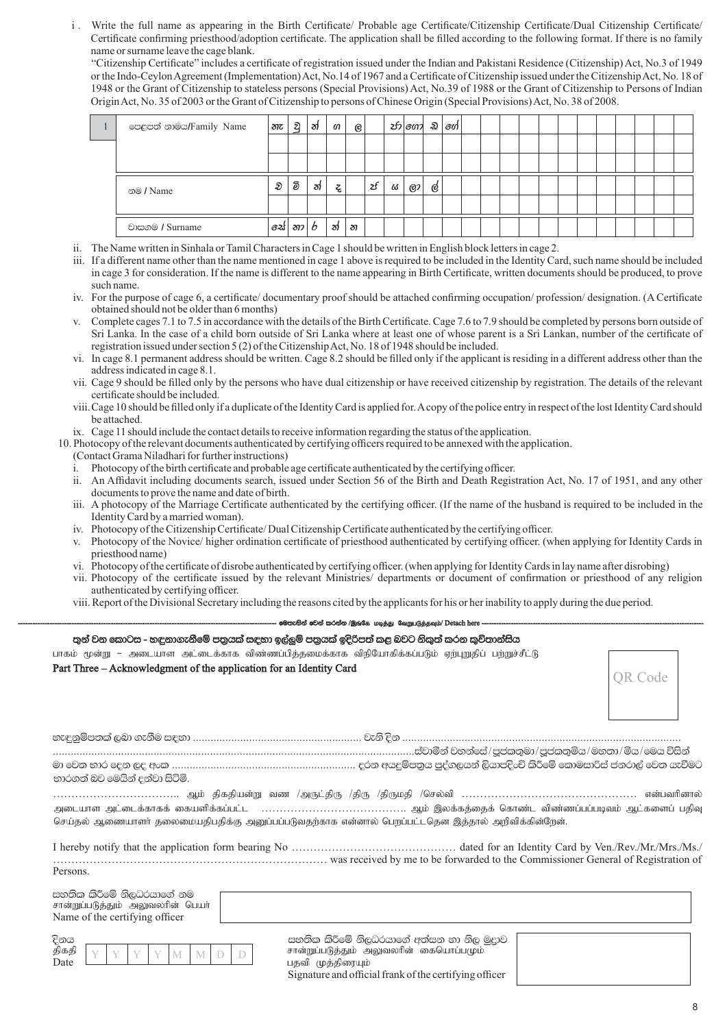i . Write the full name as appearing in the Birth Certificate/ Probable age Certificate/Citizenship Certificate/Dual Citizenship Certificate/ Certificate confirming priesthood/adoption certificate. The application shall be filled according to the following format. If there is no family name or surname leave the cage blank.

"Citizenship Certificate" includes a certificate of registration issued under the Indian and Pakistani Residence (Citizenship) Act, No.3 of 1949 or the Indo-Ceylon Agreement (Implementation) Act, No.14 of 1967 and a Certificate of Citizenship issued under the Citizenship Act, No. 18 of 1948 or the Grant of Citizenship to stateless persons (Special Provisions) Act, No.39 of 1988 or the Grant of Citizenship to Persons of Indian Origin Act, No. 35 of 2003 or the Grant of Citizenship to persons of Chinese Origin (Special Provisions) Act, No. 38 of 2008.

| | | | | | | | | | | | | | | | | | | | | | | | | | | |
|---|---|---|---|---|---|---|---|---|---|---|---|---|---|---|---|---|---|---|---|---|---|---|---|---|---|---|
| 1 | පෙළපත් නාමය/Family Name | නැ | වු | න් | ග | ල | | ජා | ගො | ඩ | ගේ | | | | | | | | | | | | | | | |
| | | | | | | | | | | | | | | | | | | | | | | | | | | |
| | | | | | | | | | | | | | | | | | | | | | | | | | | |
| | නම / Name | ච | මි | න් | ද | | ප් | ය | ලා | ල් | | | | | | | | | | | | | | | | |
| | | | | | | | | | | | | | | | | | | | | | | | | | | |
| | වාසගම / Surname | සේ | නා | වි | න් | න | | | | | | | | | | | | | | | | | | | | |

ii. The Name written in Sinhala or Tamil Characters in Cage 1 should be written in English block letters in cage 2.

iii. If a different name other than the name mentioned in cage 1 above is required to be included in the Identity Card, such name should be included in cage 3 for consideration. If the name is different to the name appearing in Birth Certificate, written documents should be produced, to prove such name.

iv. For the purpose of cage 6, a certificate/ documentary proof should be attached confirming occupation/ profession/ designation. (A Certificate obtained should not be older than 6 months)

v. Complete cages 7.1 to 7.5 in accordance with the details of the Birth Certificate. Cage 7.6 to 7.9 should be completed by persons born outside of Sri Lanka. In the case of a child born outside of Sri Lanka where at least one of whose parent is a Sri Lankan, number of the certificate of registration issued under section 5 (2) of the Citizenship Act, No. 18 of 1948 should be included.

vi. In cage 8.1 permanent address should be written. Cage 8.2 should be filled only if the applicant is residing in a different address other than the address indicated in cage 8.1.

vii. Cage 9 should be filled only by the persons who have dual citizenship or have received citizenship by registration. The details of the relevant certificate should be included.

viii. Cage 10 should be filled only if a duplicate of the Identity Card is applied for. A copy of the police entry in respect of the lost Identity Card should be attached.

ix. Cage 11 should include the contact details to receive information regarding the status of the application.

10. Photocopy of the relevant documents authenticated by certifying officers required to be annexed with the application.
(Contact Grama Niladhari for further instructions)

i. Photocopy of the birth certificate and probable age certificate authenticated by the certifying officer.
ii. An Affidavit including documents search, issued under Section 56 of the Birth and Death Registration Act, No. 17 of 1951, and any other documents to prove the name and date of birth.
iii. A photocopy of the Marriage Certificate authenticated by the certifying officer. (If the name of the husband is required to be included in the Identity Card by a married woman).
iv. Photocopy of the Citizenship Certificate/ Dual Citizenship Certificate authenticated by the certifying officer.
v. Photocopy of the Novice/ higher ordination certificate of priesthood authenticated by certifying officer. (when applying for Identity Cards in priesthood name)
vi. Photocopy of the certificate of disrobe authenticated by certifying officer. (when applying for Identity Cards in lay name after disrobing)
vii. Photocopy of the certificate issued by the relevant Ministries/ departments or document of confirmation or priesthood of any religion authenticated by certifying officer.
viii. Report of the Divisional Secretary including the reasons cited by the applicants for his or her inability to apply during the due period.

---------------------------------------- මෙතැනින් වෙන් කරන්න /இங்கே மடித்து வேறுபடுத்தவும்/ Detach here ----------------------------------------

## තුන් වන කොටස - හැඳුනුම්පත් සඳහා ඉල්ලුම් පත්‍රයක් ඉදිරිපත් කළ බවට තහවුරු කරන කුවිතාන්සිය

## பாகம் மூன்று – அடையாள அட்டைக்காக விண்ணப்பித்தமைக்காக விநியோகிக்கப்படும் ஏற்புறுதிப் பற்றுச்சீட்டு

## Part Three – Acknowledgment of the application for an Identity Card

QR Code

හැඳුනුම්පතක් ලබා ගැනීම සඳහා ........................................................ වැනි දින ............................................................................................
.......................................................................................................... ස්වාමීන් වහන්සේ / පූජකතුමා / පූජකතුමිය / මහතා / මිය / මෙය විසින් මා වෙත භාර දෙන ලද අංක ............................................................ දරන අයදුම්පත්‍රය පුද්ගලයන් ලියාපදිංචි කිරීමේ කොමසාරිස් ජනරාල් වෙත යැවීමට භාරගත් බව මෙයින් දන්වා සිටිමි.

…………………………….. ஆம் திகதியன்று வண /அருட்திரு /திரு /திருமதி /செல்வி ………………………………………… என்பவரினால் அடையாள அட்டைக்காகக் கையளிக்கப்பட்ட ………………………………… ஆம் இலக்கத்தைக் கொண்ட விண்ணப்பப்படிவம் ஆட்களைப் பதிவு செய்தல் ஆணையாளர் தலைமையதிபதிக்கு அனுப்பப்படுவதற்காக என்னால் பெறப்பட்டதென இத்தால் அறிவிக்கின்றேன்.

I hereby notify that the application form bearing No ……………………………………… dated for an Identity Card by Ven./Rev./Mr./Mrs./Ms./ ………………………………………………………………… was received by me to be forwarded to the Commissioner General of Registration of Persons.

සහතික කිරීමේ නිලධරයාගේ නම
சான்றுப்படுத்தும் அலுவலரின் பெயர்
Name of the certifying officer

දිනය
திகதி
Date

| Y | Y | Y | Y | M | M | D | D |
|---|---|---|---|---|---|---|---|

සහතික කිරීමේ නිලධරයාගේ අත්සන හා නිල මුද්‍රාව
சான்றுப்படுத்தும் அலுவலரின் கையொப்பமும் பதவி முத்திரையும்
Signature and official frank of the certifying officer